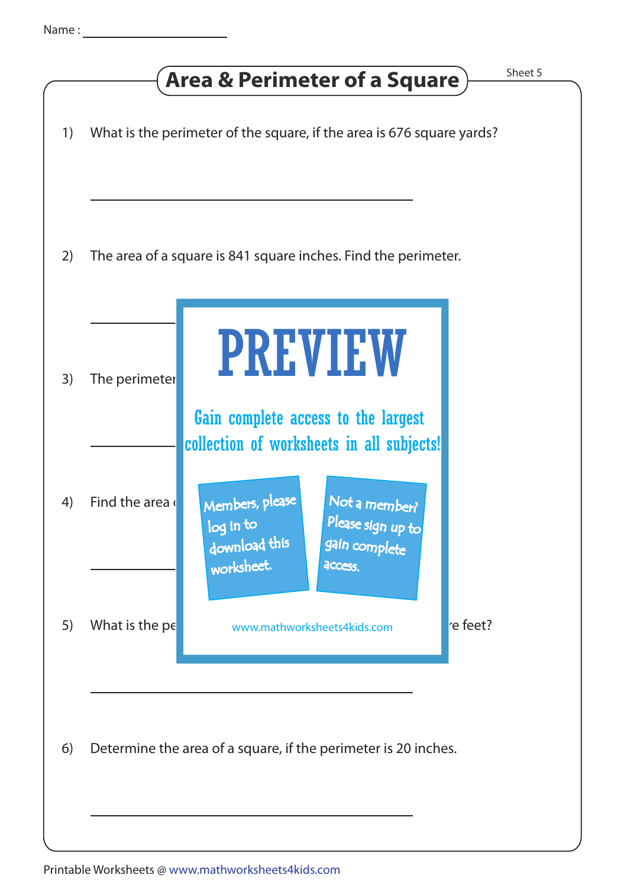Name : ____________________

# Area & Perimeter of a Square

Sheet 5

1) What is the perimeter of the square, if the area is 676 square yards?

______________________________

2) The area of a square is 841 square inches. Find the perimeter.

______________________________

3) The perimeter

______________________________

4) Find the area

______________________________

5) What is the pe re feet?

______________________________

PREVIEW

Gain complete access to the largest collection of worksheets in all subjects!

Members, please log in to download this worksheet.

Not a member? Please sign up to gain complete access.

www.mathworksheets4kids.com

6) Determine the area of a square, if the perimeter is 20 inches.

______________________________

Printable Worksheets @ www.mathworksheets4kids.com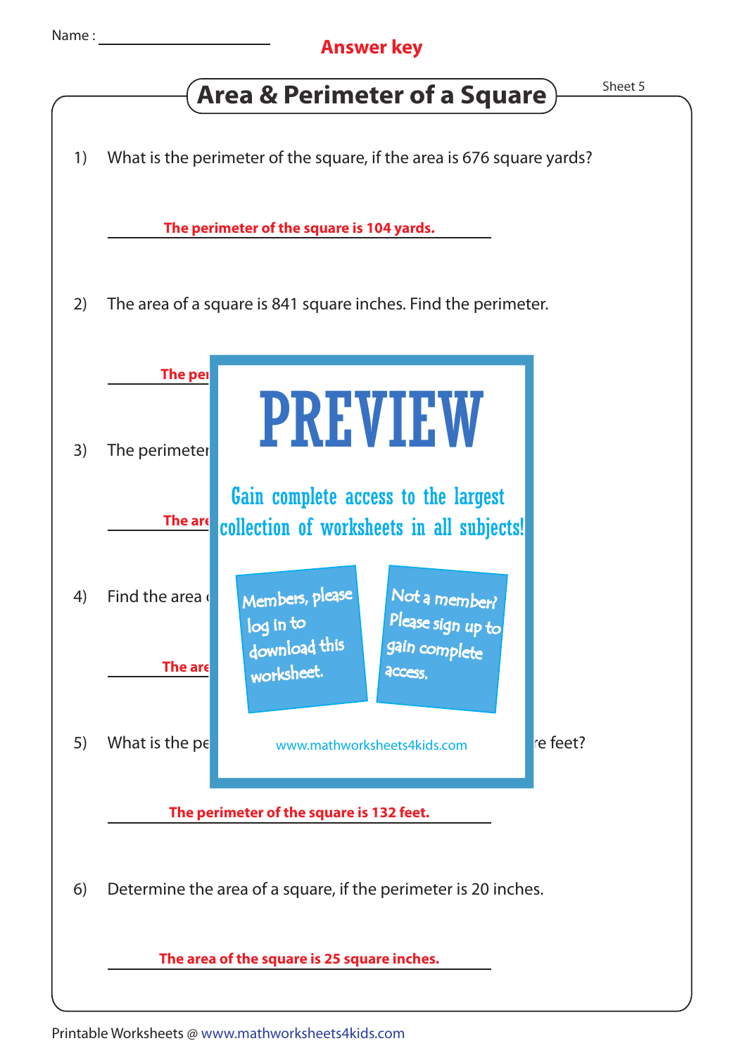Name : ____________________

**Answer key**

# Area & Perimeter of a Square

Sheet 5

1) What is the perimeter of the square, if the area is 676 square yards?

The perimeter of the square is 104 yards.

2) The area of a square is 841 square inches. Find the perimeter.

The per

3) The perimeter

The are

4) Find the area

The are

5) What is the pe re feet?

PREVIEW

Gain complete access to the largest collection of worksheets in all subjects!

Members, please log in to download this worksheet.

Not a member? Please sign up to gain complete access.

www.mathworksheets4kids.com

The perimeter of the square is 132 feet.

6) Determine the area of a square, if the perimeter is 20 inches.

The area of the square is 25 square inches.

Printable Worksheets @ www.mathworksheets4kids.com